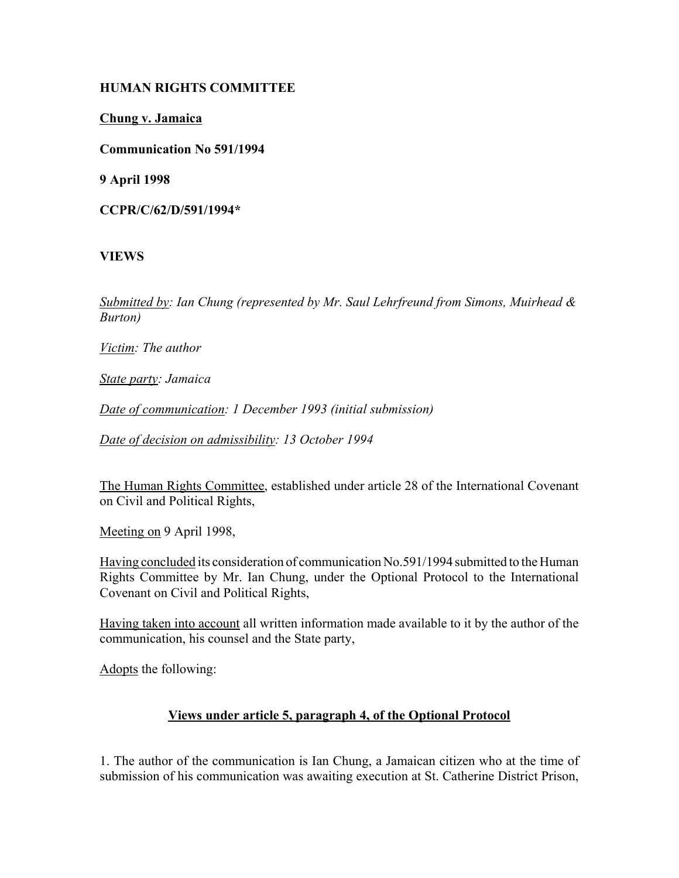**HUMAN RIGHTS COMMITTEE**

**Chung v. Jamaica**

**Communication No 591/1994**

**9 April 1998**

**CCPR/C/62/D/591/1994***

**VIEWS**

*Submitted by: Ian Chung (represented by Mr. Saul Lehrfreund from Simons, Muirhead & Burton)*

*Victim: The author*

*State party: Jamaica*

*Date of communication: 1 December 1993 (initial submission)*

*Date of decision on admissibility: 13 October 1994*

The Human Rights Committee, established under article 28 of the International Covenant on Civil and Political Rights,

Meeting on 9 April 1998,

Having concluded its consideration of communication No.591/1994 submitted to the Human Rights Committee by Mr. Ian Chung, under the Optional Protocol to the International Covenant on Civil and Political Rights,

Having taken into account all written information made available to it by the author of the communication, his counsel and the State party,

Adopts the following:

## Views under article 5, paragraph 4, of the Optional Protocol

1. The author of the communication is Ian Chung, a Jamaican citizen who at the time of submission of his communication was awaiting execution at St. Catherine District Prison,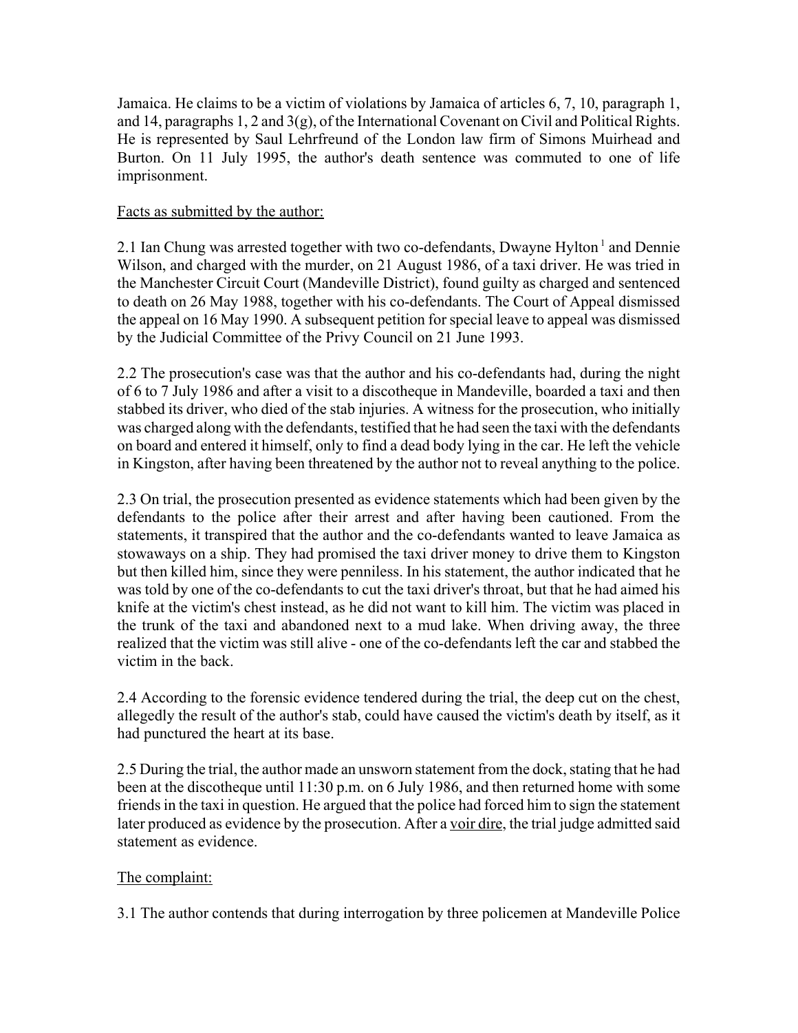Jamaica. He claims to be a victim of violations by Jamaica of articles 6, 7, 10, paragraph 1, and 14, paragraphs 1, 2 and 3(g), of the International Covenant on Civil and Political Rights. He is represented by Saul Lehrfreund of the London law firm of Simons Muirhead and Burton. On 11 July 1995, the author's death sentence was commuted to one of life imprisonment.

Facts as submitted by the author:

2.1 Ian Chung was arrested together with two co-defendants, Dwayne Hylton [1] and Dennie Wilson, and charged with the murder, on 21 August 1986, of a taxi driver. He was tried in the Manchester Circuit Court (Mandeville District), found guilty as charged and sentenced to death on 26 May 1988, together with his co-defendants. The Court of Appeal dismissed the appeal on 16 May 1990. A subsequent petition for special leave to appeal was dismissed by the Judicial Committee of the Privy Council on 21 June 1993.

2.2 The prosecution's case was that the author and his co-defendants had, during the night of 6 to 7 July 1986 and after a visit to a discotheque in Mandeville, boarded a taxi and then stabbed its driver, who died of the stab injuries. A witness for the prosecution, who initially was charged along with the defendants, testified that he had seen the taxi with the defendants on board and entered it himself, only to find a dead body lying in the car. He left the vehicle in Kingston, after having been threatened by the author not to reveal anything to the police.

2.3 On trial, the prosecution presented as evidence statements which had been given by the defendants to the police after their arrest and after having been cautioned. From the statements, it transpired that the author and the co-defendants wanted to leave Jamaica as stowaways on a ship. They had promised the taxi driver money to drive them to Kingston but then killed him, since they were penniless. In his statement, the author indicated that he was told by one of the co-defendants to cut the taxi driver's throat, but that he had aimed his knife at the victim's chest instead, as he did not want to kill him. The victim was placed in the trunk of the taxi and abandoned next to a mud lake. When driving away, the three realized that the victim was still alive - one of the co-defendants left the car and stabbed the victim in the back.

2.4 According to the forensic evidence tendered during the trial, the deep cut on the chest, allegedly the result of the author's stab, could have caused the victim's death by itself, as it had punctured the heart at its base.

2.5 During the trial, the author made an unsworn statement from the dock, stating that he had been at the discotheque until 11:30 p.m. on 6 July 1986, and then returned home with some friends in the taxi in question. He argued that the police had forced him to sign the statement later produced as evidence by the prosecution. After a voir dire, the trial judge admitted said statement as evidence.

The complaint:

3.1 The author contends that during interrogation by three policemen at Mandeville Police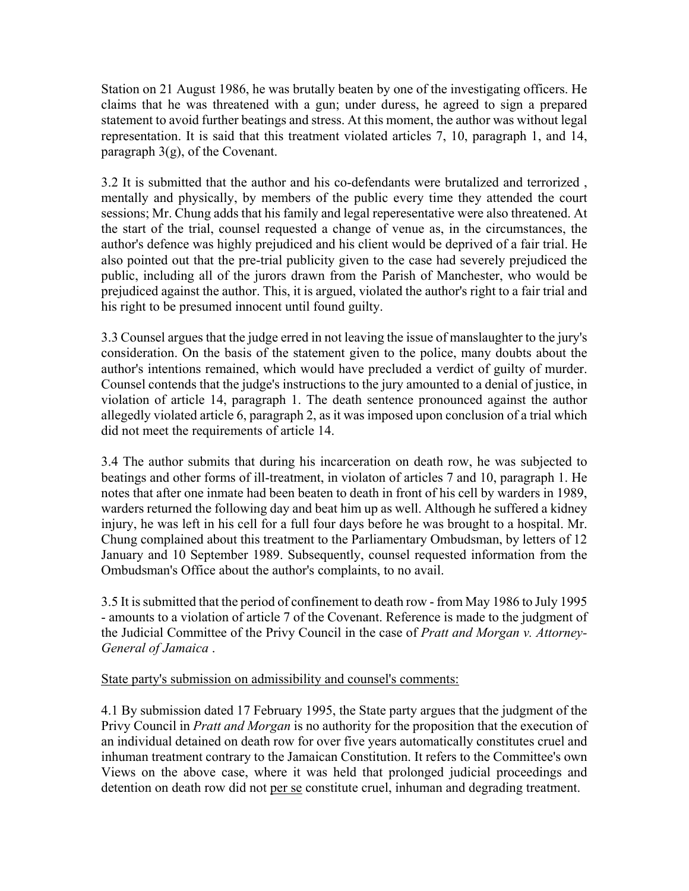Station on 21 August 1986, he was brutally beaten by one of the investigating officers. He claims that he was threatened with a gun; under duress, he agreed to sign a prepared statement to avoid further beatings and stress. At this moment, the author was without legal representation. It is said that this treatment violated articles 7, 10, paragraph 1, and 14, paragraph 3(g), of the Covenant.

3.2 It is submitted that the author and his co-defendants were brutalized and terrorized , mentally and physically, by members of the public every time they attended the court sessions; Mr. Chung adds that his family and legal reperesentative were also threatened. At the start of the trial, counsel requested a change of venue as, in the circumstances, the author's defence was highly prejudiced and his client would be deprived of a fair trial. He also pointed out that the pre-trial publicity given to the case had severely prejudiced the public, including all of the jurors drawn from the Parish of Manchester, who would be prejudiced against the author. This, it is argued, violated the author's right to a fair trial and his right to be presumed innocent until found guilty.

3.3 Counsel argues that the judge erred in not leaving the issue of manslaughter to the jury's consideration. On the basis of the statement given to the police, many doubts about the author's intentions remained, which would have precluded a verdict of guilty of murder. Counsel contends that the judge's instructions to the jury amounted to a denial of justice, in violation of article 14, paragraph 1. The death sentence pronounced against the author allegedly violated article 6, paragraph 2, as it was imposed upon conclusion of a trial which did not meet the requirements of article 14.

3.4 The author submits that during his incarceration on death row, he was subjected to beatings and other forms of ill-treatment, in violaton of articles 7 and 10, paragraph 1. He notes that after one inmate had been beaten to death in front of his cell by warders in 1989, warders returned the following day and beat him up as well. Although he suffered a kidney injury, he was left in his cell for a full four days before he was brought to a hospital. Mr. Chung complained about this treatment to the Parliamentary Ombudsman, by letters of 12 January and 10 September 1989. Subsequently, counsel requested information from the Ombudsman's Office about the author's complaints, to no avail.

3.5 It is submitted that the period of confinement to death row - from May 1986 to July 1995 - amounts to a violation of article 7 of the Covenant. Reference is made to the judgment of the Judicial Committee of the Privy Council in the case of *Pratt and Morgan v. Attorney-General of Jamaica* .

State party's submission on admissibility and counsel's comments:

4.1 By submission dated 17 February 1995, the State party argues that the judgment of the Privy Council in *Pratt and Morgan* is no authority for the proposition that the execution of an individual detained on death row for over five years automatically constitutes cruel and inhuman treatment contrary to the Jamaican Constitution. It refers to the Committee's own Views on the above case, where it was held that prolonged judicial proceedings and detention on death row did not per se constitute cruel, inhuman and degrading treatment.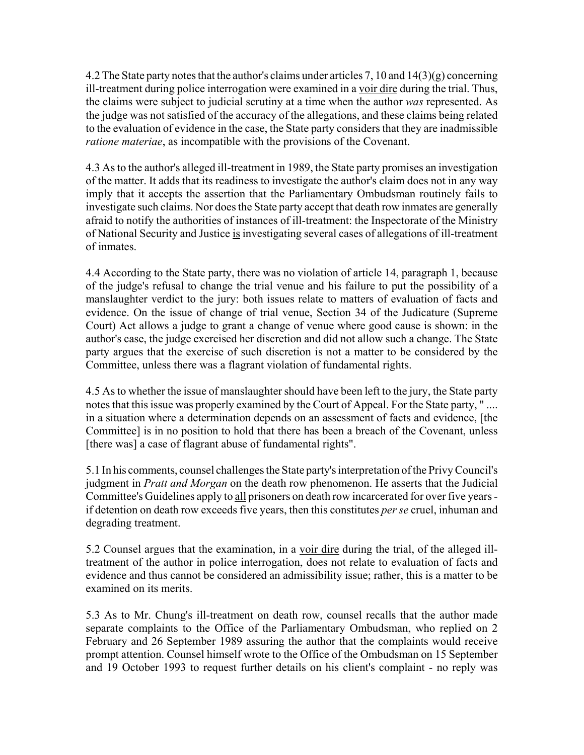4.2 The State party notes that the author's claims under articles 7, 10 and 14(3)(g) concerning ill-treatment during police interrogation were examined in a voir dire during the trial. Thus, the claims were subject to judicial scrutiny at a time when the author *was* represented. As the judge was not satisfied of the accuracy of the allegations, and these claims being related to the evaluation of evidence in the case, the State party considers that they are inadmissible *ratione materiae*, as incompatible with the provisions of the Covenant.

4.3 As to the author's alleged ill-treatment in 1989, the State party promises an investigation of the matter. It adds that its readiness to investigate the author's claim does not in any way imply that it accepts the assertion that the Parliamentary Ombudsman routinely fails to investigate such claims. Nor does the State party accept that death row inmates are generally afraid to notify the authorities of instances of ill-treatment: the Inspectorate of the Ministry of National Security and Justice is investigating several cases of allegations of ill-treatment of inmates.

4.4 According to the State party, there was no violation of article 14, paragraph 1, because of the judge's refusal to change the trial venue and his failure to put the possibility of a manslaughter verdict to the jury: both issues relate to matters of evaluation of facts and evidence. On the issue of change of trial venue, Section 34 of the Judicature (Supreme Court) Act allows a judge to grant a change of venue where good cause is shown: in the author's case, the judge exercised her discretion and did not allow such a change. The State party argues that the exercise of such discretion is not a matter to be considered by the Committee, unless there was a flagrant violation of fundamental rights.

4.5 As to whether the issue of manslaughter should have been left to the jury, the State party notes that this issue was properly examined by the Court of Appeal. For the State party, " .... in a situation where a determination depends on an assessment of facts and evidence, [the Committee] is in no position to hold that there has been a breach of the Covenant, unless [there was] a case of flagrant abuse of fundamental rights".

5.1 In his comments, counsel challenges the State party's interpretation of the Privy Council's judgment in *Pratt and Morgan* on the death row phenomenon. He asserts that the Judicial Committee's Guidelines apply to all prisoners on death row incarcerated for over five years - if detention on death row exceeds five years, then this constitutes *per se* cruel, inhuman and degrading treatment.

5.2 Counsel argues that the examination, in a voir dire during the trial, of the alleged ill-treatment of the author in police interrogation, does not relate to evaluation of facts and evidence and thus cannot be considered an admissibility issue; rather, this is a matter to be examined on its merits.

5.3 As to Mr. Chung's ill-treatment on death row, counsel recalls that the author made separate complaints to the Office of the Parliamentary Ombudsman, who replied on 2 February and 26 September 1989 assuring the author that the complaints would receive prompt attention. Counsel himself wrote to the Office of the Ombudsman on 15 September and 19 October 1993 to request further details on his client's complaint - no reply was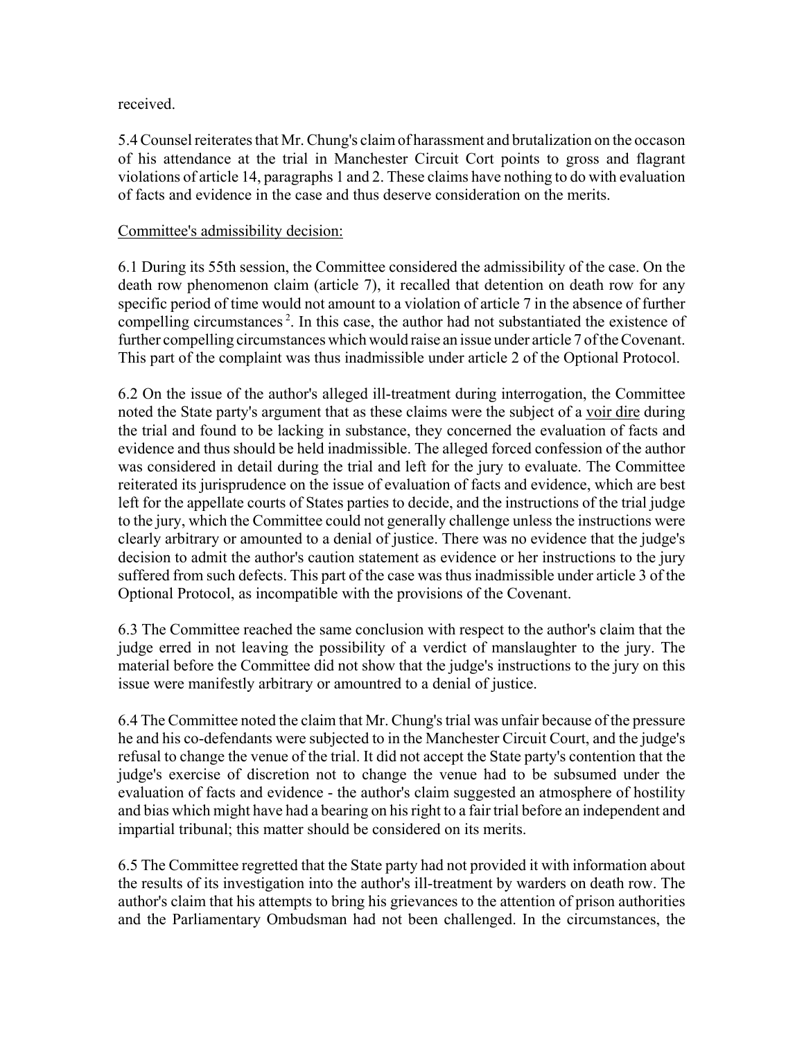received.

5.4 Counsel reiterates that Mr. Chung's claim of harassment and brutalization on the occason of his attendance at the trial in Manchester Circuit Cort points to gross and flagrant violations of article 14, paragraphs 1 and 2. These claims have nothing to do with evaluation of facts and evidence in the case and thus deserve consideration on the merits.

Committee's admissibility decision:

6.1 During its 55th session, the Committee considered the admissibility of the case. On the death row phenomenon claim (article 7), it recalled that detention on death row for any specific period of time would not amount to a violation of article 7 in the absence of further compelling circumstances [2]. In this case, the author had not substantiated the existence of further compelling circumstances which would raise an issue under article 7 of the Covenant. This part of the complaint was thus inadmissible under article 2 of the Optional Protocol.

6.2 On the issue of the author's alleged ill-treatment during interrogation, the Committee noted the State party's argument that as these claims were the subject of a voir dire during the trial and found to be lacking in substance, they concerned the evaluation of facts and evidence and thus should be held inadmissible. The alleged forced confession of the author was considered in detail during the trial and left for the jury to evaluate. The Committee reiterated its jurisprudence on the issue of evaluation of facts and evidence, which are best left for the appellate courts of States parties to decide, and the instructions of the trial judge to the jury, which the Committee could not generally challenge unless the instructions were clearly arbitrary or amounted to a denial of justice. There was no evidence that the judge's decision to admit the author's caution statement as evidence or her instructions to the jury suffered from such defects. This part of the case was thus inadmissible under article 3 of the Optional Protocol, as incompatible with the provisions of the Covenant.

6.3 The Committee reached the same conclusion with respect to the author's claim that the judge erred in not leaving the possibility of a verdict of manslaughter to the jury. The material before the Committee did not show that the judge's instructions to the jury on this issue were manifestly arbitrary or amountred to a denial of justice.

6.4 The Committee noted the claim that Mr. Chung's trial was unfair because of the pressure he and his co-defendants were subjected to in the Manchester Circuit Court, and the judge's refusal to change the venue of the trial. It did not accept the State party's contention that the judge's exercise of discretion not to change the venue had to be subsumed under the evaluation of facts and evidence - the author's claim suggested an atmosphere of hostility and bias which might have had a bearing on his right to a fair trial before an independent and impartial tribunal; this matter should be considered on its merits.

6.5 The Committee regretted that the State party had not provided it with information about the results of its investigation into the author's ill-treatment by warders on death row. The author's claim that his attempts to bring his grievances to the attention of prison authorities and the Parliamentary Ombudsman had not been challenged. In the circumstances, the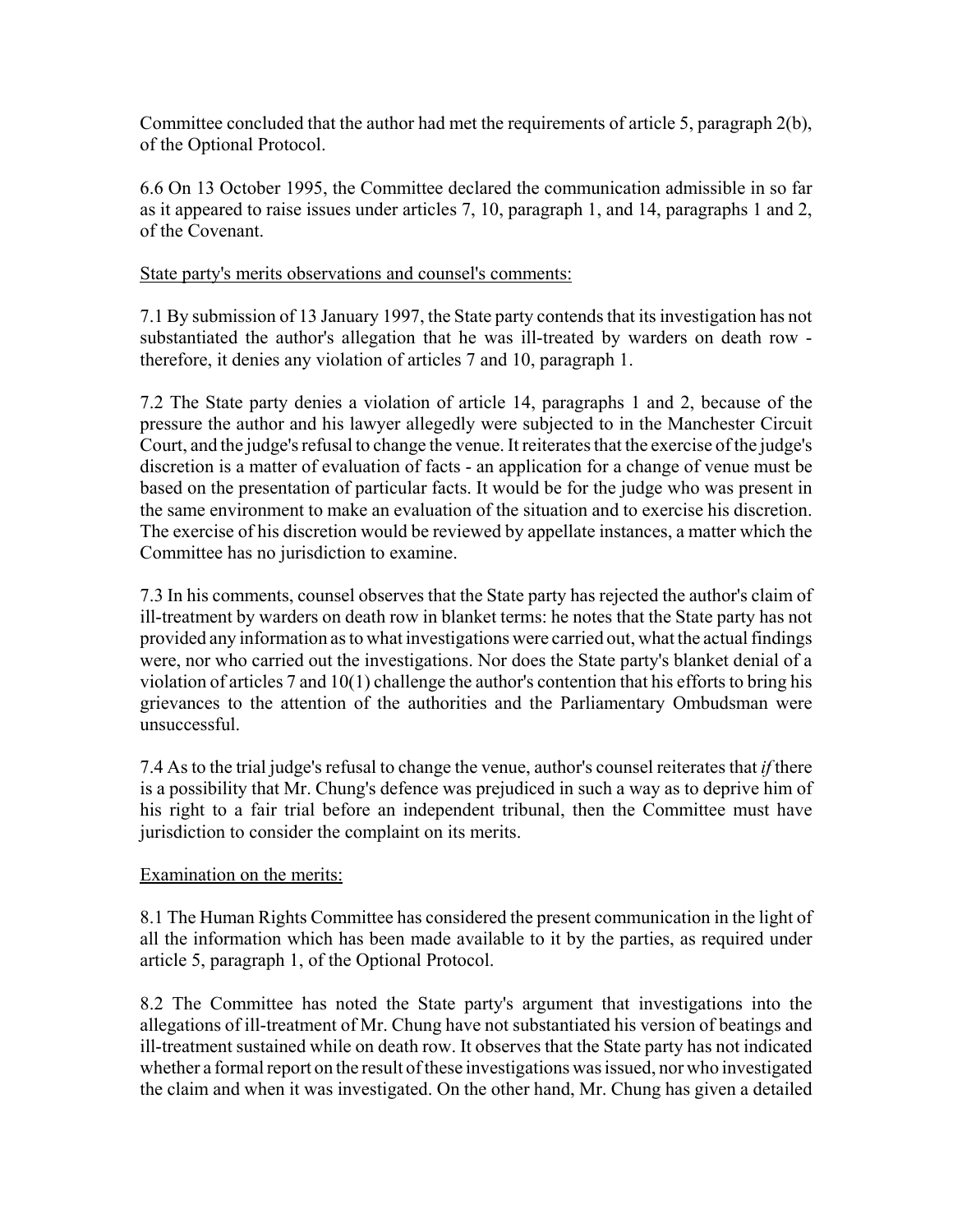Committee concluded that the author had met the requirements of article 5, paragraph 2(b), of the Optional Protocol.

6.6 On 13 October 1995, the Committee declared the communication admissible in so far as it appeared to raise issues under articles 7, 10, paragraph 1, and 14, paragraphs 1 and 2, of the Covenant.

State party's merits observations and counsel's comments:

7.1 By submission of 13 January 1997, the State party contends that its investigation has not substantiated the author's allegation that he was ill-treated by warders on death row - therefore, it denies any violation of articles 7 and 10, paragraph 1.

7.2 The State party denies a violation of article 14, paragraphs 1 and 2, because of the pressure the author and his lawyer allegedly were subjected to in the Manchester Circuit Court, and the judge's refusal to change the venue. It reiterates that the exercise of the judge's discretion is a matter of evaluation of facts - an application for a change of venue must be based on the presentation of particular facts. It would be for the judge who was present in the same environment to make an evaluation of the situation and to exercise his discretion. The exercise of his discretion would be reviewed by appellate instances, a matter which the Committee has no jurisdiction to examine.

7.3 In his comments, counsel observes that the State party has rejected the author's claim of ill-treatment by warders on death row in blanket terms: he notes that the State party has not provided any information as to what investigations were carried out, what the actual findings were, nor who carried out the investigations. Nor does the State party's blanket denial of a violation of articles 7 and 10(1) challenge the author's contention that his efforts to bring his grievances to the attention of the authorities and the Parliamentary Ombudsman were unsuccessful.

7.4 As to the trial judge's refusal to change the venue, author's counsel reiterates that *if* there is a possibility that Mr. Chung's defence was prejudiced in such a way as to deprive him of his right to a fair trial before an independent tribunal, then the Committee must have jurisdiction to consider the complaint on its merits.

Examination on the merits:

8.1 The Human Rights Committee has considered the present communication in the light of all the information which has been made available to it by the parties, as required under article 5, paragraph 1, of the Optional Protocol.

8.2 The Committee has noted the State party's argument that investigations into the allegations of ill-treatment of Mr. Chung have not substantiated his version of beatings and ill-treatment sustained while on death row. It observes that the State party has not indicated whether a formal report on the result of these investigations was issued, nor who investigated the claim and when it was investigated. On the other hand, Mr. Chung has given a detailed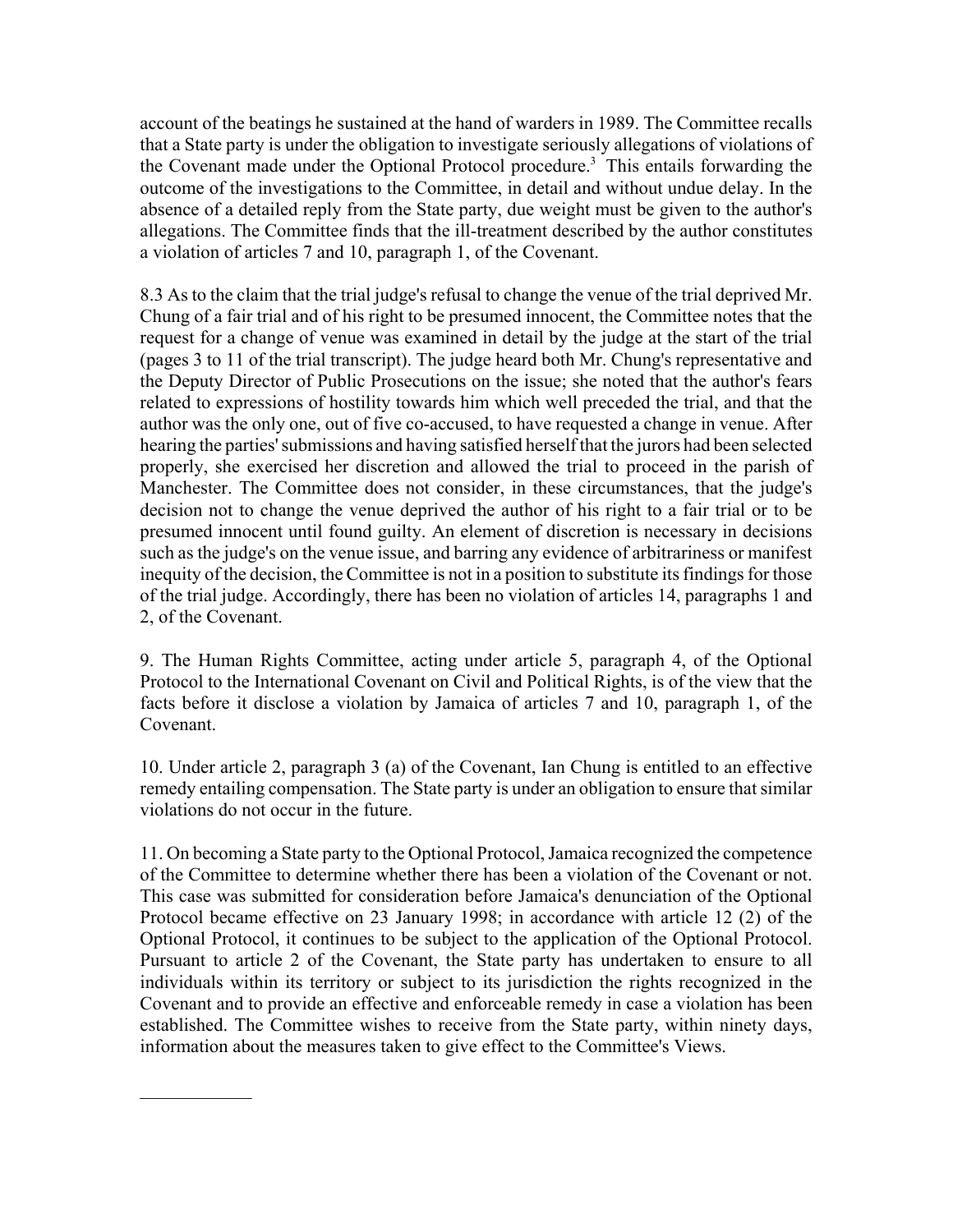account of the beatings he sustained at the hand of warders in 1989. The Committee recalls that a State party is under the obligation to investigate seriously allegations of violations of the Covenant made under the Optional Protocol procedure.[3] This entails forwarding the outcome of the investigations to the Committee, in detail and without undue delay. In the absence of a detailed reply from the State party, due weight must be given to the author's allegations. The Committee finds that the ill-treatment described by the author constitutes a violation of articles 7 and 10, paragraph 1, of the Covenant.

8.3 As to the claim that the trial judge's refusal to change the venue of the trial deprived Mr. Chung of a fair trial and of his right to be presumed innocent, the Committee notes that the request for a change of venue was examined in detail by the judge at the start of the trial (pages 3 to 11 of the trial transcript). The judge heard both Mr. Chung's representative and the Deputy Director of Public Prosecutions on the issue; she noted that the author's fears related to expressions of hostility towards him which well preceded the trial, and that the author was the only one, out of five co-accused, to have requested a change in venue. After hearing the parties' submissions and having satisfied herself that the jurors had been selected properly, she exercised her discretion and allowed the trial to proceed in the parish of Manchester. The Committee does not consider, in these circumstances, that the judge's decision not to change the venue deprived the author of his right to a fair trial or to be presumed innocent until found guilty. An element of discretion is necessary in decisions such as the judge's on the venue issue, and barring any evidence of arbitrariness or manifest inequity of the decision, the Committee is not in a position to substitute its findings for those of the trial judge. Accordingly, there has been no violation of articles 14, paragraphs 1 and 2, of the Covenant.

9. The Human Rights Committee, acting under article 5, paragraph 4, of the Optional Protocol to the International Covenant on Civil and Political Rights, is of the view that the facts before it disclose a violation by Jamaica of articles 7 and 10, paragraph 1, of the Covenant.

10. Under article 2, paragraph 3 (a) of the Covenant, Ian Chung is entitled to an effective remedy entailing compensation. The State party is under an obligation to ensure that similar violations do not occur in the future.

11. On becoming a State party to the Optional Protocol, Jamaica recognized the competence of the Committee to determine whether there has been a violation of the Covenant or not. This case was submitted for consideration before Jamaica's denunciation of the Optional Protocol became effective on 23 January 1998; in accordance with article 12 (2) of the Optional Protocol, it continues to be subject to the application of the Optional Protocol. Pursuant to article 2 of the Covenant, the State party has undertaken to ensure to all individuals within its territory or subject to its jurisdiction the rights recognized in the Covenant and to provide an effective and enforceable remedy in case a violation has been established. The Committee wishes to receive from the State party, within ninety days, information about the measures taken to give effect to the Committee's Views.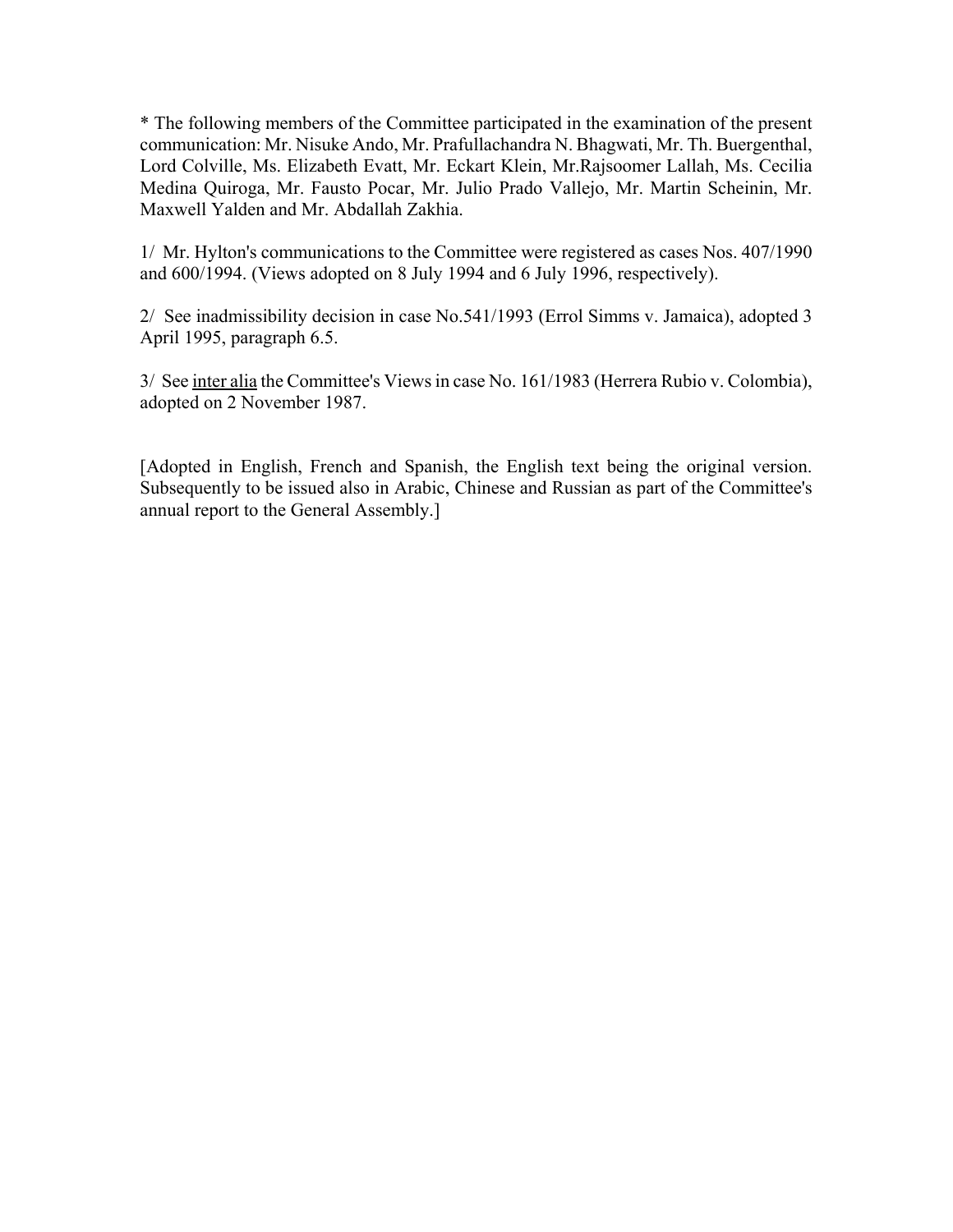* The following members of the Committee participated in the examination of the present communication: Mr. Nisuke Ando, Mr. Prafullachandra N. Bhagwati, Mr. Th. Buergenthal, Lord Colville, Ms. Elizabeth Evatt, Mr. Eckart Klein, Mr.Rajsoomer Lallah, Ms. Cecilia Medina Quiroga, Mr. Fausto Pocar, Mr. Julio Prado Vallejo, Mr. Martin Scheinin, Mr. Maxwell Yalden and Mr. Abdallah Zakhia.

1/ Mr. Hylton's communications to the Committee were registered as cases Nos. 407/1990 and 600/1994. (Views adopted on 8 July 1994 and 6 July 1996, respectively).

2/ See inadmissibility decision in case No.541/1993 (Errol Simms v. Jamaica), adopted 3 April 1995, paragraph 6.5.

3/ See inter alia the Committee's Views in case No. 161/1983 (Herrera Rubio v. Colombia), adopted on 2 November 1987.

[Adopted in English, French and Spanish, the English text being the original version. Subsequently to be issued also in Arabic, Chinese and Russian as part of the Committee's annual report to the General Assembly.]